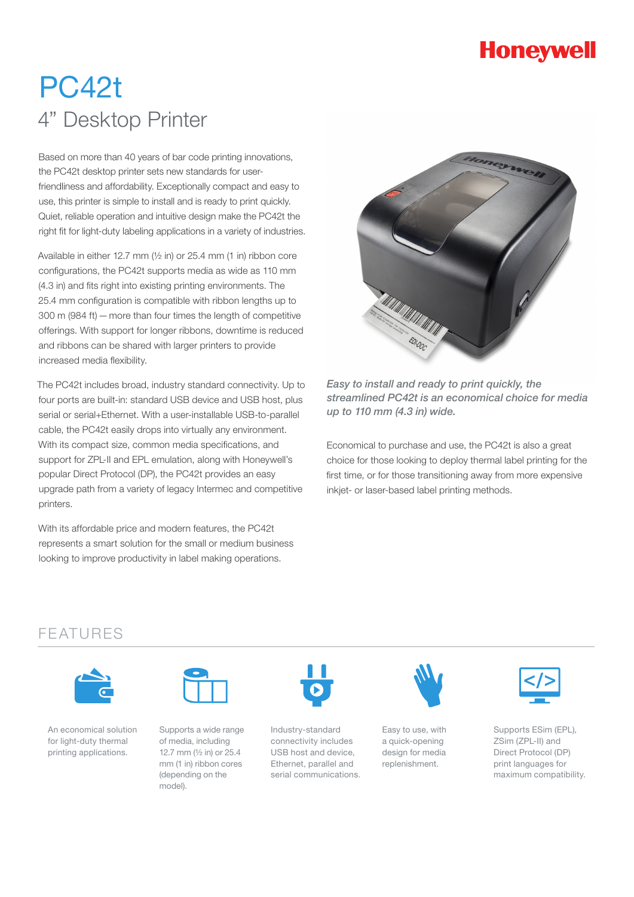Honeywell

# PC42t

## 4" Desktop Printer

Based on more than 40 years of bar code printing innovations, the PC42t desktop printer sets new standards for user-friendliness and affordability. Exceptionally compact and easy to use, this printer is simple to install and is ready to print quickly. Quiet, reliable operation and intuitive design make the PC42t the right fit for light-duty labeling applications in a variety of industries.

Available in either 12.7 mm (½ in) or 25.4 mm (1 in) ribbon core configurations, the PC42t supports media as wide as 110 mm (4.3 in) and fits right into existing printing environments. The 25.4 mm configuration is compatible with ribbon lengths up to 300 m (984 ft) — more than four times the length of competitive offerings. With support for longer ribbons, downtime is reduced and ribbons can be shared with larger printers to provide increased media flexibility.

The PC42t includes broad, industry standard connectivity. Up to four ports are built-in: standard USB device and USB host, plus serial or serial+Ethernet. With a user-installable USB-to-parallel cable, the PC42t easily drops into virtually any environment. With its compact size, common media specifications, and support for ZPL-II and EPL emulation, along with Honeywell's popular Direct Protocol (DP), the PC42t provides an easy upgrade path from a variety of legacy Intermec and competitive printers.

With its affordable price and modern features, the PC42t represents a smart solution for the small or medium business looking to improve productivity in label making operations.

*Easy to install and ready to print quickly, the streamlined PC42t is an economical choice for media up to 110 mm (4.3 in) wide.*

Economical to purchase and use, the PC42t is also a great choice for those looking to deploy thermal label printing for the first time, or for those transitioning away from more expensive inkjet- or laser-based label printing methods.

## FEATURES

- An economical solution for light-duty thermal printing applications.
- Supports a wide range of media, including 12.7 mm (½ in) or 25.4 mm (1 in) ribbon cores (depending on the model).
- Industry-standard connectivity includes USB host and device, Ethernet, parallel and serial communications.
- Easy to use, with a quick-opening design for media replenishment.
- Supports ESim (EPL), ZSim (ZPL-II) and Direct Protocol (DP) print languages for maximum compatibility.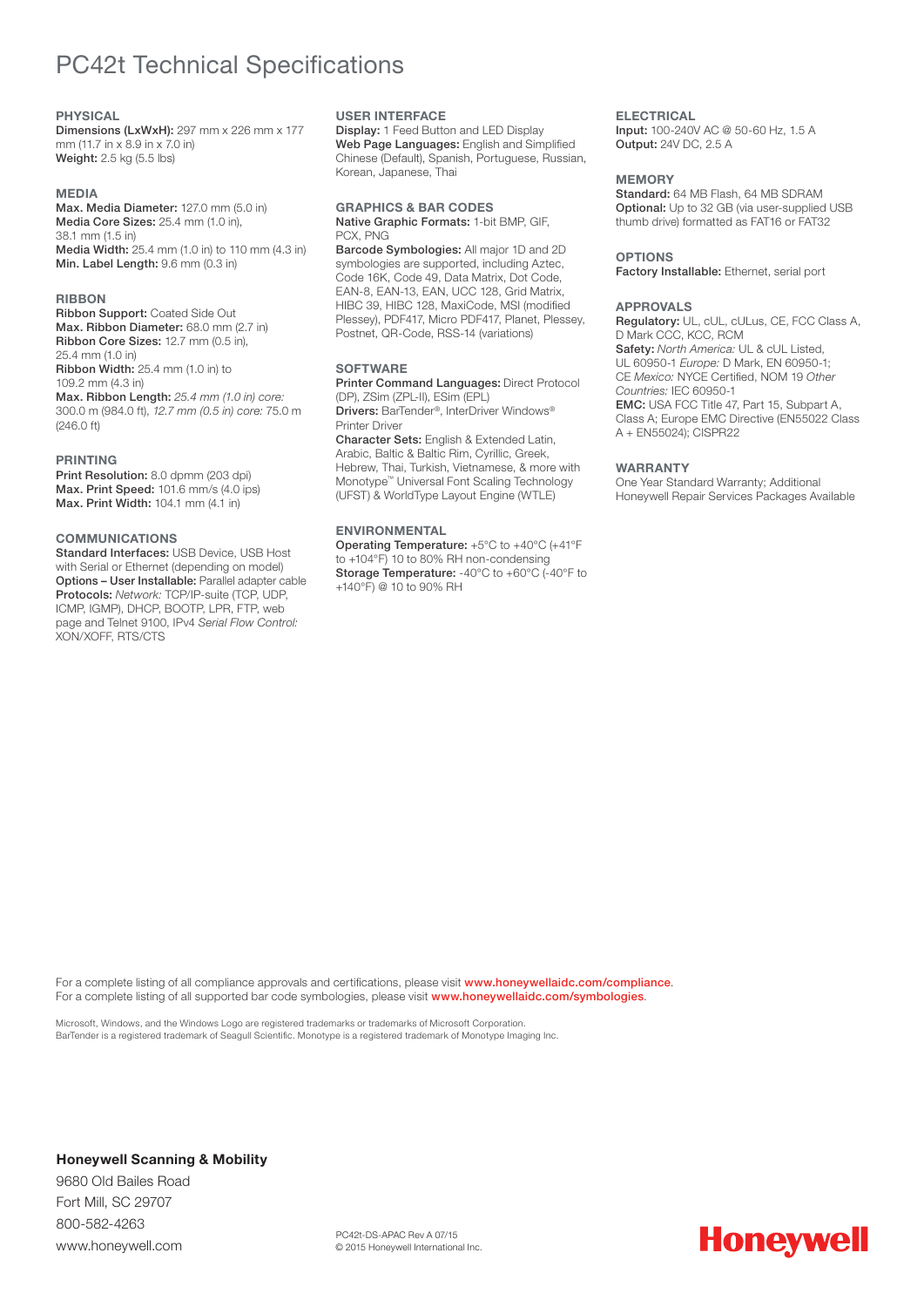# PC42t Technical Specifications

## PHYSICAL

**Dimensions (LxWxH):** 297 mm x 226 mm x 177 mm (11.7 in x 8.9 in x 7.0 in)
**Weight:** 2.5 kg (5.5 lbs)

## MEDIA

**Max. Media Diameter:** 127.0 mm (5.0 in)
**Media Core Sizes:** 25.4 mm (1.0 in), 38.1 mm (1.5 in)
**Media Width:** 25.4 mm (1.0 in) to 110 mm (4.3 in)
**Min. Label Length:** 9.6 mm (0.3 in)

## RIBBON

**Ribbon Support:** Coated Side Out
**Max. Ribbon Diameter:** 68.0 mm (2.7 in)
**Ribbon Core Sizes:** 12.7 mm (0.5 in), 25.4 mm (1.0 in)
**Ribbon Width:** 25.4 mm (1.0 in) to 109.2 mm (4.3 in)
**Max. Ribbon Length:** *25.4 mm (1.0 in) core:* 300.0 m (984.0 ft), *12.7 mm (0.5 in) core:* 75.0 m (246.0 ft)

## PRINTING

**Print Resolution:** 8.0 dpmm (203 dpi)
**Max. Print Speed:** 101.6 mm/s (4.0 ips)
**Max. Print Width:** 104.1 mm (4.1 in)

## COMMUNICATIONS

**Standard Interfaces:** USB Device, USB Host with Serial or Ethernet (depending on model)
**Options – User Installable:** Parallel adapter cable
**Protocols:** *Network:* TCP/IP-suite (TCP, UDP, ICMP, IGMP), DHCP, BOOTP, LPR, FTP, web page and Telnet 9100, IPv4 *Serial Flow Control:* XON/XOFF, RTS/CTS

## USER INTERFACE

**Display:** 1 Feed Button and LED Display
**Web Page Languages:** English and Simplified Chinese (Default), Spanish, Portuguese, Russian, Korean, Japanese, Thai

## GRAPHICS & BAR CODES

**Native Graphic Formats:** 1-bit BMP, GIF, PCX, PNG
**Barcode Symbologies:** All major 1D and 2D symbologies are supported, including Aztec, Code 16K, Code 49, Data Matrix, Dot Code, EAN-8, EAN-13, EAN, UCC 128, Grid Matrix, HIBC 39, HIBC 128, MaxiCode, MSI (modified Plessey), PDF417, Micro PDF417, Planet, Plessey, Postnet, QR-Code, RSS-14 (variations)

## SOFTWARE

**Printer Command Languages:** Direct Protocol (DP), ZSim (ZPL-II), ESim (EPL)
**Drivers:** BarTender®, InterDriver Windows® Printer Driver
**Character Sets:** English & Extended Latin, Arabic, Baltic & Baltic Rim, Cyrillic, Greek, Hebrew, Thai, Turkish, Vietnamese, & more with Monotype™ Universal Font Scaling Technology (UFST) & WorldType Layout Engine (WTLE)

## ENVIRONMENTAL

**Operating Temperature:** +5°C to +40°C (+41°F to +104°F) 10 to 80% RH non-condensing
**Storage Temperature:** -40°C to +60°C (-40°F to +140°F) @ 10 to 90% RH

## ELECTRICAL

**Input:** 100-240V AC @ 50-60 Hz, 1.5 A
**Output:** 24V DC, 2.5 A

## MEMORY

**Standard:** 64 MB Flash, 64 MB SDRAM
**Optional:** Up to 32 GB (via user-supplied USB thumb drive) formatted as FAT16 or FAT32

## OPTIONS

**Factory Installable:** Ethernet, serial port

## APPROVALS

**Regulatory:** UL, cUL, cULus, CE, FCC Class A, D Mark CCC, KCC, RCM
**Safety:** *North America:* UL & cUL Listed, UL 60950-1 *Europe:* D Mark, EN 60950-1; CE *Mexico:* NYCE Certified, NOM 19 *Other Countries:* IEC 60950-1
**EMC:** USA FCC Title 47, Part 15, Subpart A, Class A; Europe EMC Directive (EN55022 Class A + EN55024); CISPR22

## WARRANTY

One Year Standard Warranty; Additional Honeywell Repair Services Packages Available

For a complete listing of all compliance approvals and certifications, please visit www.honeywellaidc.com/compliance.
For a complete listing of all supported bar code symbologies, please visit www.honeywellaidc.com/symbologies.

Microsoft, Windows, and the Windows Logo are registered trademarks or trademarks of Microsoft Corporation.
BarTender is a registered trademark of Seagull Scientific. Monotype is a registered trademark of Monotype Imaging Inc.

**Honeywell Scanning & Mobility**
9680 Old Bailes Road
Fort Mill, SC 29707
800-582-4263
www.honeywell.com

PC42t-DS-APAC Rev A 07/15
© 2015 Honeywell International Inc.

Honeywell